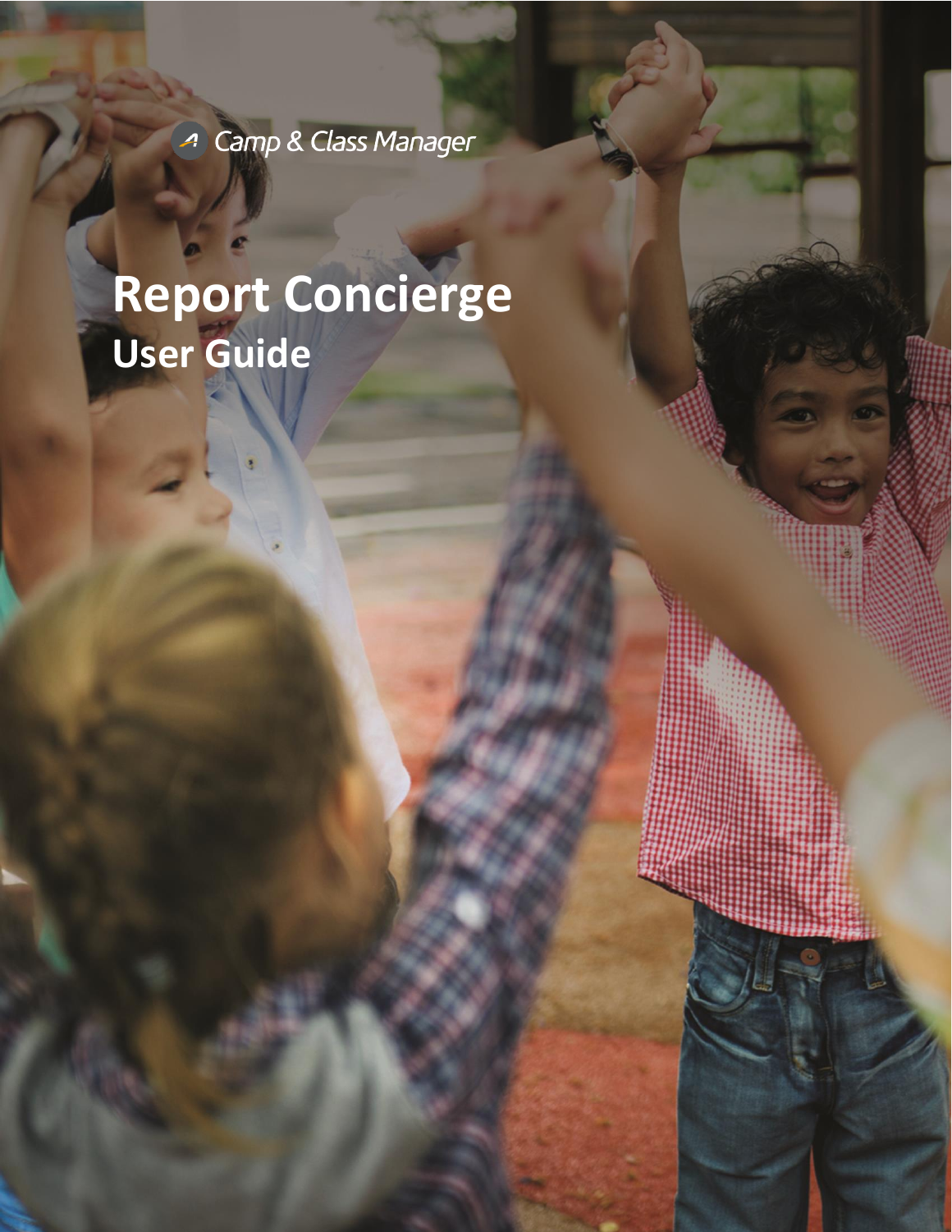Camp & Class Manager

# Report Concierge

## User Guide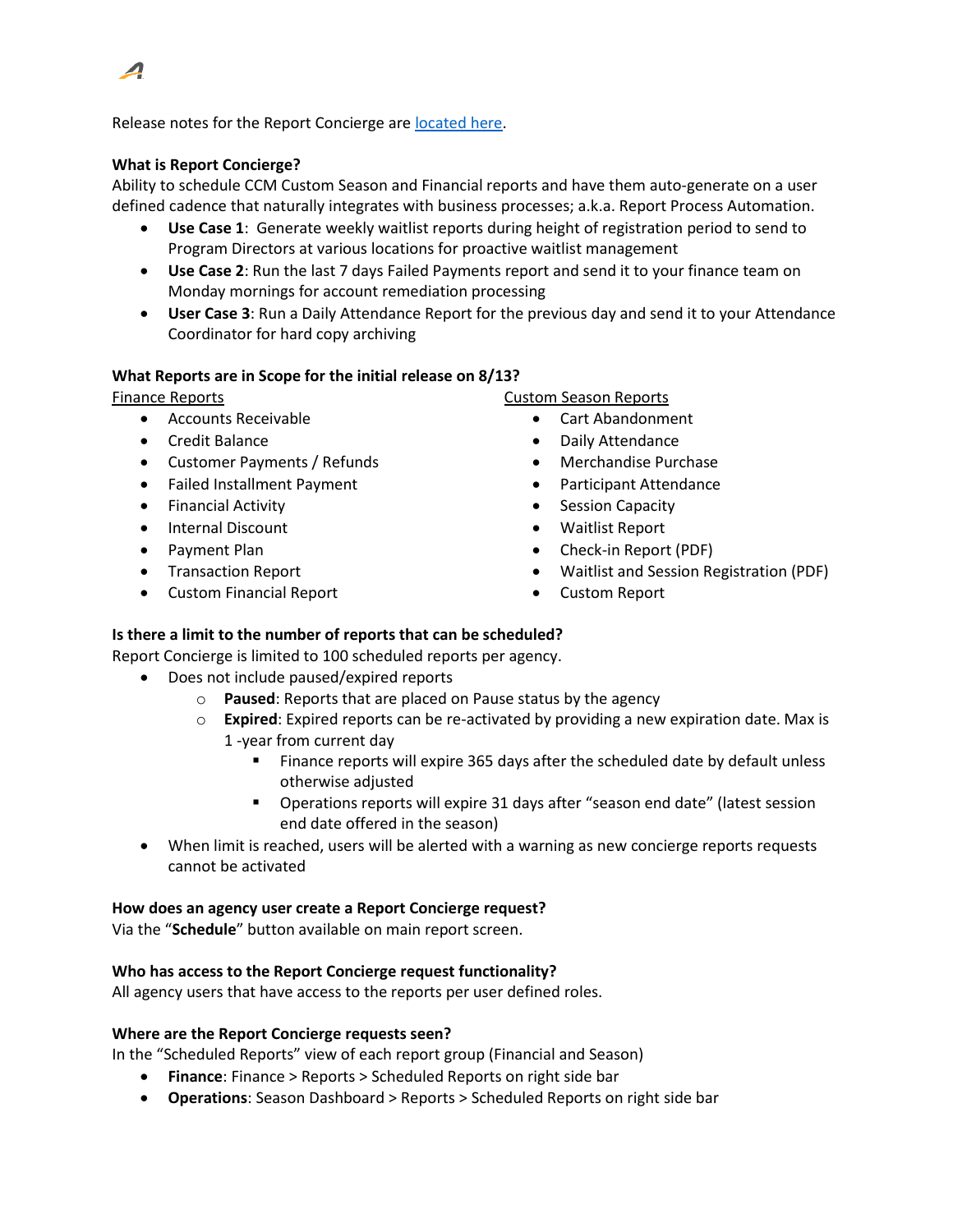Release notes for the Report Concierge are [located here]().

**What is Report Concierge?**

Ability to schedule CCM Custom Season and Financial reports and have them auto-generate on a user defined cadence that naturally integrates with business processes; a.k.a. Report Process Automation.

- **Use Case 1**: Generate weekly waitlist reports during height of registration period to send to Program Directors at various locations for proactive waitlist management
- **Use Case 2**: Run the last 7 days Failed Payments report and send it to your finance team on Monday mornings for account remediation processing
- **User Case 3**: Run a Daily Attendance Report for the previous day and send it to your Attendance Coordinator for hard copy archiving

**What Reports are in Scope for the initial release on 8/13?**

Finance Reports

- Accounts Receivable
- Credit Balance
- Customer Payments / Refunds
- Failed Installment Payment
- Financial Activity
- Internal Discount
- Payment Plan
- Transaction Report
- Custom Financial Report

Custom Season Reports

- Cart Abandonment
- Daily Attendance
- Merchandise Purchase
- Participant Attendance
- Session Capacity
- Waitlist Report
- Check-in Report (PDF)
- Waitlist and Session Registration (PDF)
- Custom Report

**Is there a limit to the number of reports that can be scheduled?**

Report Concierge is limited to 100 scheduled reports per agency.

- Does not include paused/expired reports
  - **Paused**: Reports that are placed on Pause status by the agency
  - **Expired**: Expired reports can be re-activated by providing a new expiration date. Max is 1 -year from current day
    - Finance reports will expire 365 days after the scheduled date by default unless otherwise adjusted
    - Operations reports will expire 31 days after "season end date" (latest session end date offered in the season)
- When limit is reached, users will be alerted with a warning as new concierge reports requests cannot be activated

**How does an agency user create a Report Concierge request?**

Via the "**Schedule**" button available on main report screen.

**Who has access to the Report Concierge request functionality?**

All agency users that have access to the reports per user defined roles.

**Where are the Report Concierge requests seen?**

In the "Scheduled Reports" view of each report group (Financial and Season)

- **Finance**: Finance > Reports > Scheduled Reports on right side bar
- **Operations**: Season Dashboard > Reports > Scheduled Reports on right side bar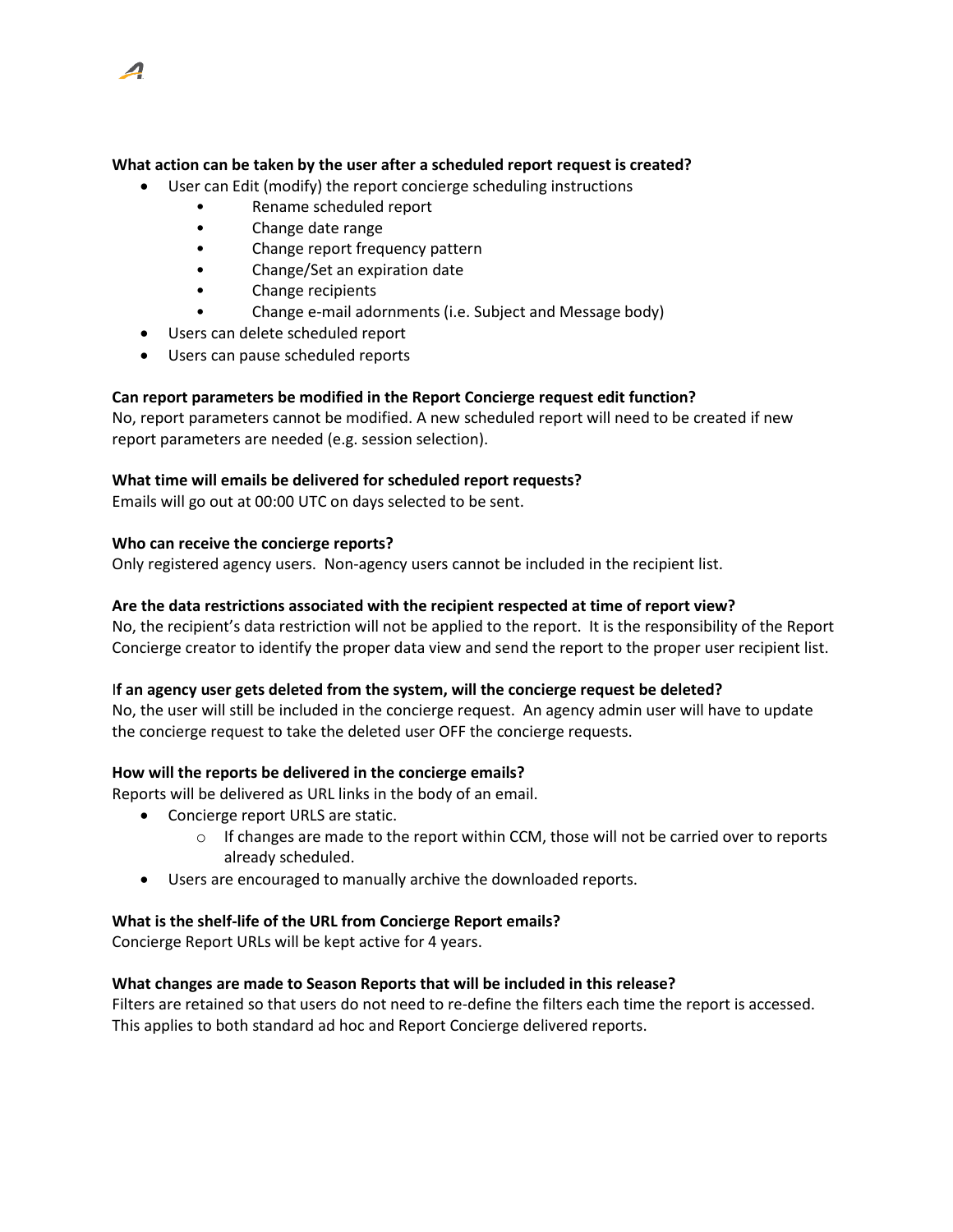**What action can be taken by the user after a scheduled report request is created?**

- User can Edit (modify) the report concierge scheduling instructions
  - Rename scheduled report
  - Change date range
  - Change report frequency pattern
  - Change/Set an expiration date
  - Change recipients
  - Change e-mail adornments (i.e. Subject and Message body)
- Users can delete scheduled report
- Users can pause scheduled reports

**Can report parameters be modified in the Report Concierge request edit function?**

No, report parameters cannot be modified. A new scheduled report will need to be created if new report parameters are needed (e.g. session selection).

**What time will emails be delivered for scheduled report requests?**

Emails will go out at 00:00 UTC on days selected to be sent.

**Who can receive the concierge reports?**

Only registered agency users. Non-agency users cannot be included in the recipient list.

**Are the data restrictions associated with the recipient respected at time of report view?**

No, the recipient's data restriction will not be applied to the report. It is the responsibility of the Report Concierge creator to identify the proper data view and send the report to the proper user recipient list.

**If an agency user gets deleted from the system, will the concierge request be deleted?**

No, the user will still be included in the concierge request. An agency admin user will have to update the concierge request to take the deleted user OFF the concierge requests.

**How will the reports be delivered in the concierge emails?**

Reports will be delivered as URL links in the body of an email.

- Concierge report URLS are static.
  - If changes are made to the report within CCM, those will not be carried over to reports already scheduled.
- Users are encouraged to manually archive the downloaded reports.

**What is the shelf-life of the URL from Concierge Report emails?**

Concierge Report URLs will be kept active for 4 years.

**What changes are made to Season Reports that will be included in this release?**

Filters are retained so that users do not need to re-define the filters each time the report is accessed. This applies to both standard ad hoc and Report Concierge delivered reports.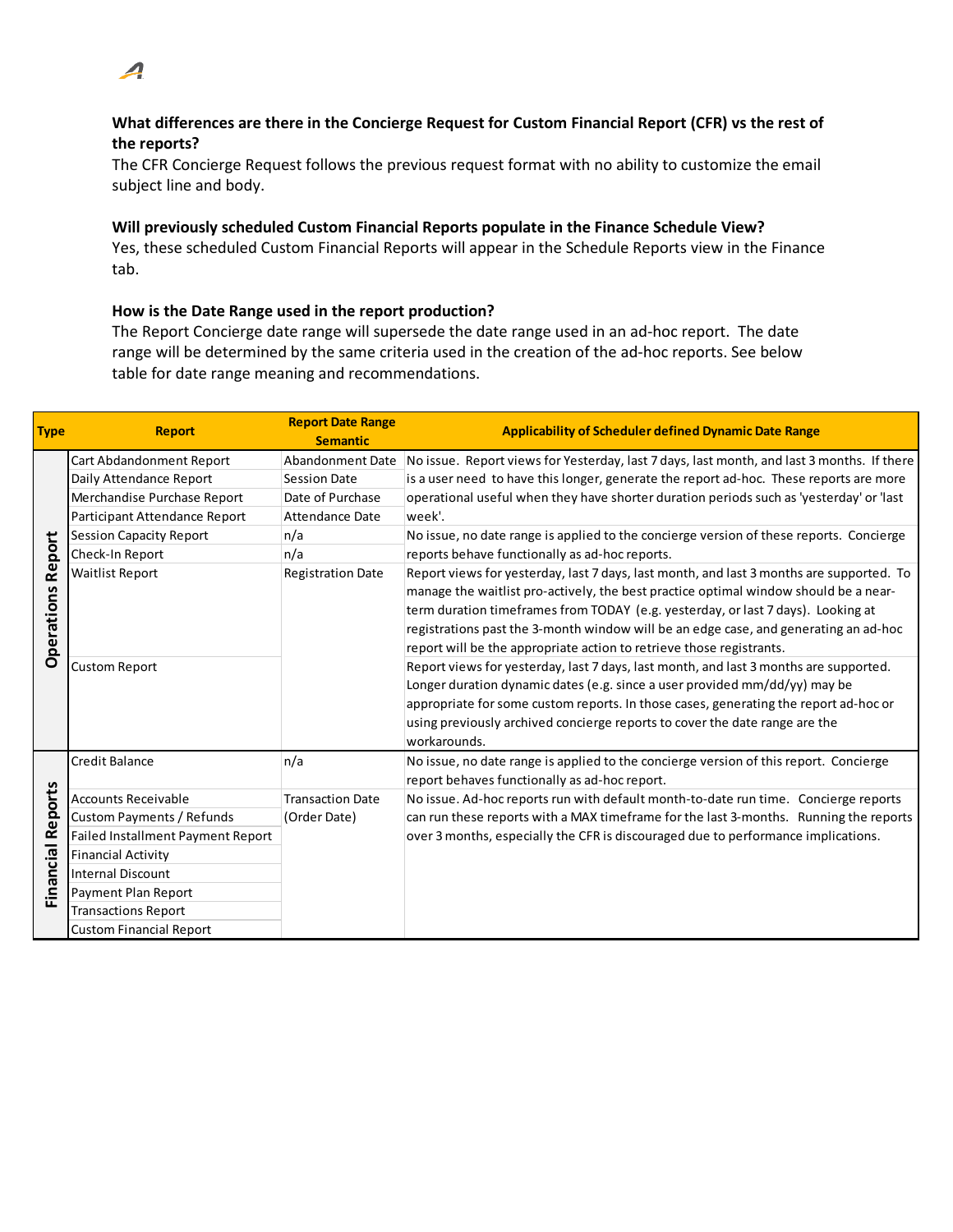**What differences are there in the Concierge Request for Custom Financial Report (CFR) vs the rest of the reports?**

The CFR Concierge Request follows the previous request format with no ability to customize the email subject line and body.

**Will previously scheduled Custom Financial Reports populate in the Finance Schedule View?**

Yes, these scheduled Custom Financial Reports will appear in the Schedule Reports view in the Finance tab.

**How is the Date Range used in the report production?**

The Report Concierge date range will supersede the date range used in an ad-hoc report. The date range will be determined by the same criteria used in the creation of the ad-hoc reports. See below table for date range meaning and recommendations.

| Type | Report | Report Date Range Semantic | Applicability of Scheduler defined Dynamic Date Range |
|---|---|---|---|
| Operations Report | Cart Abdandonment Report | Abandonment Date | No issue. Report views for Yesterday, last 7 days, last month, and last 3 months. If there is a user need to have this longer, generate the report ad-hoc. These reports are more operational useful when they have shorter duration periods such as 'yesterday' or 'last week'. |
| | Daily Attendance Report | Session Date | |
| | Merchandise Purchase Report | Date of Purchase | |
| | Participant Attendance Report | Attendance Date | |
| | Session Capacity Report | n/a | No issue, no date range is applied to the concierge version of these reports. Concierge reports behave functionally as ad-hoc reports. |
| | Check-In Report | n/a | |
| | Waitlist Report | Registration Date | Report views for yesterday, last 7 days, last month, and last 3 months are supported. To manage the waitlist pro-actively, the best practice optimal window should be a near-term duration timeframes from TODAY (e.g. yesterday, or last 7 days). Looking at registrations past the 3-month window will be an edge case, and generating an ad-hoc report will be the appropriate action to retrieve those registrants. |
| | Custom Report | | Report views for yesterday, last 7 days, last month, and last 3 months are supported. Longer duration dynamic dates (e.g. since a user provided mm/dd/yy) may be appropriate for some custom reports. In those cases, generating the report ad-hoc or using previously archived concierge reports to cover the date range are the workarounds. |
| Financial Reports | Credit Balance | n/a | No issue, no date range is applied to the concierge version of this report. Concierge report behaves functionally as ad-hoc report. |
| | Accounts Receivable | Transaction Date (Order Date) | No issue. Ad-hoc reports run with default month-to-date run time. Concierge reports can run these reports with a MAX timeframe for the last 3-months. Running the reports over 3 months, especially the CFR is discouraged due to performance implications. |
| | Custom Payments / Refunds | | |
| | Failed Installment Payment Report | | |
| | Financial Activity | | |
| | Internal Discount | | |
| | Payment Plan Report | | |
| | Transactions Report | | |
| | Custom Financial Report | | |